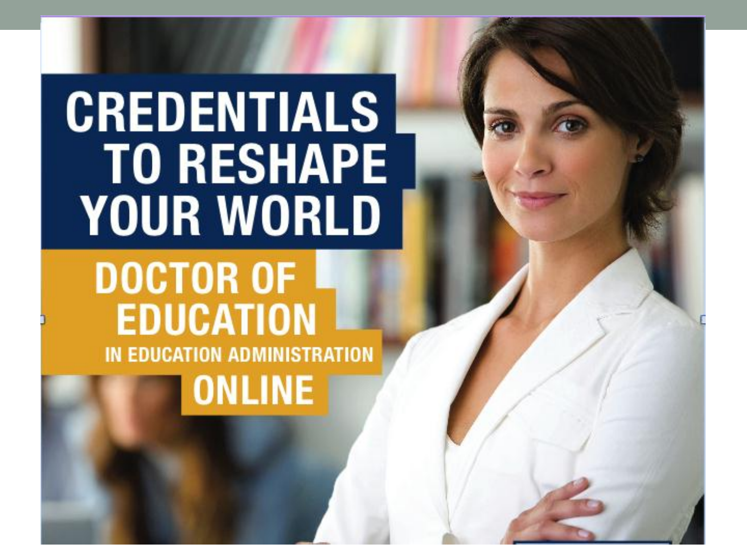# CREDENTIALS TO RESHAPE YOUR WORLD

## DOCTOR OF EDUCATION

### IN EDUCATION ADMINISTRATION

### ONLINE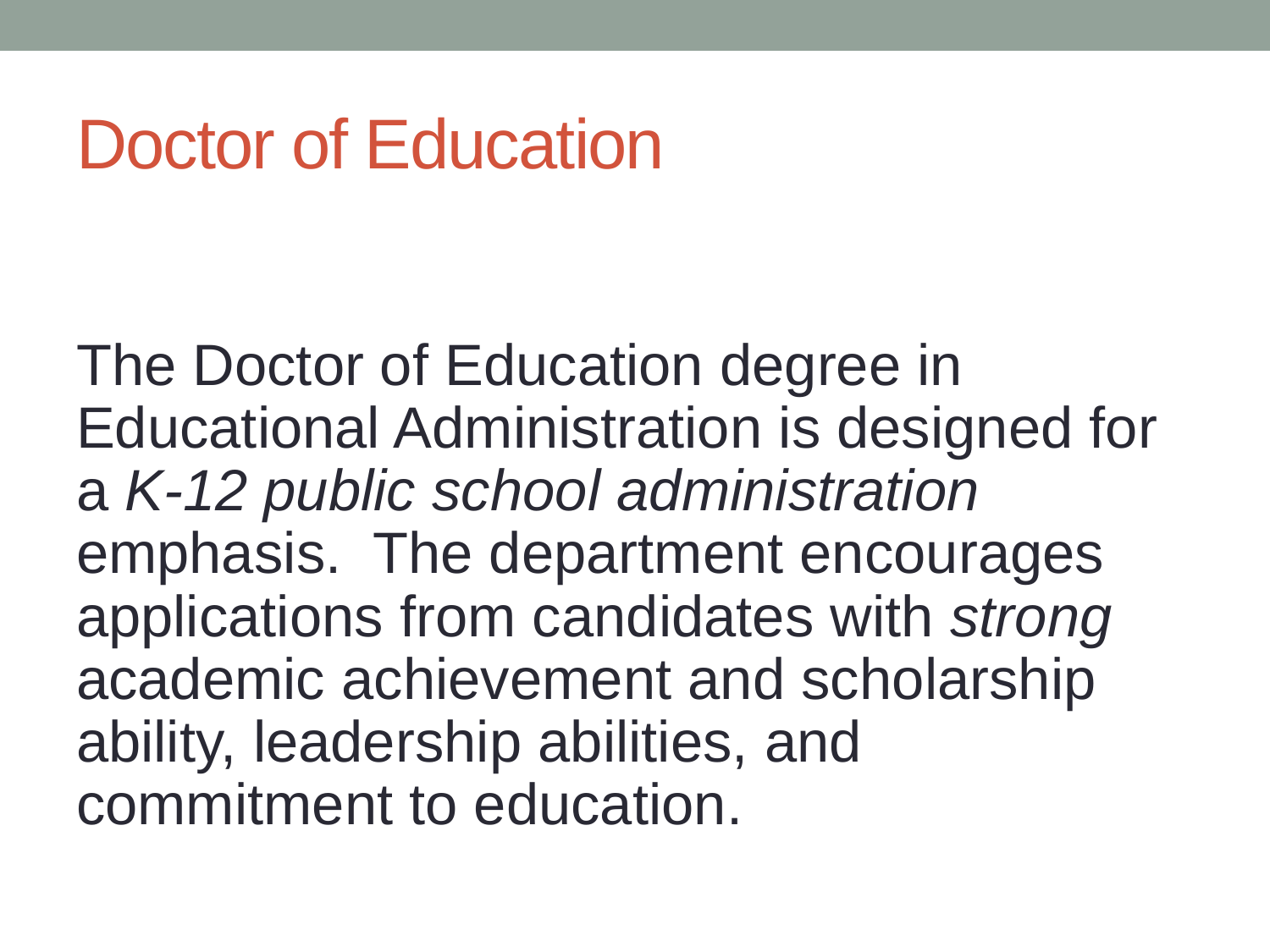# Doctor of Education

The Doctor of Education degree in Educational Administration is designed for a *K-12 public school administration* emphasis. The department encourages applications from candidates with *strong* academic achievement and scholarship ability, leadership abilities, and commitment to education.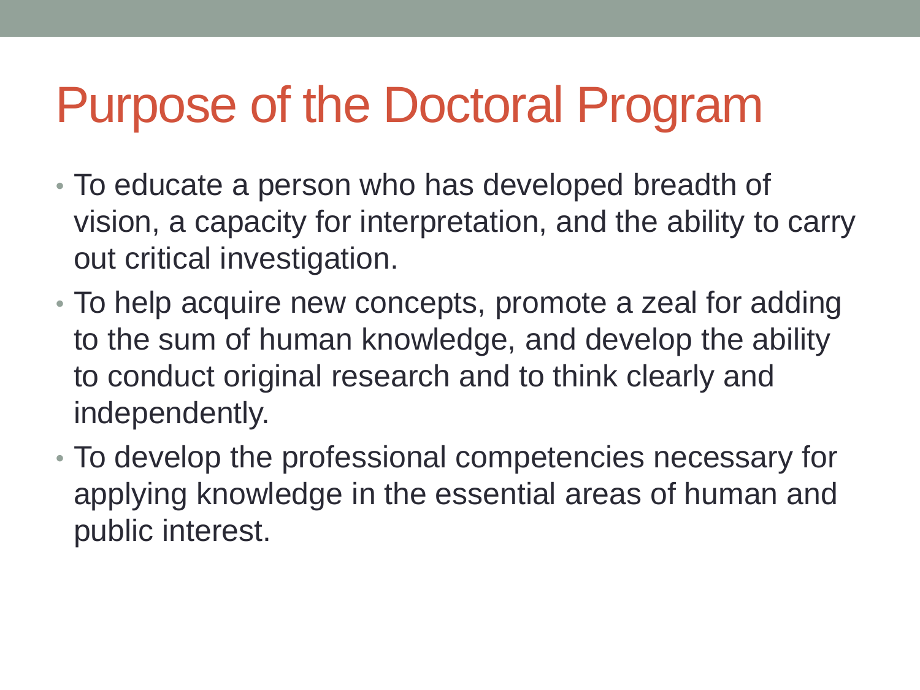# Purpose of the Doctoral Program

- To educate a person who has developed breadth of vision, a capacity for interpretation, and the ability to carry out critical investigation.
- To help acquire new concepts, promote a zeal for adding to the sum of human knowledge, and develop the ability to conduct original research and to think clearly and independently.
- To develop the professional competencies necessary for applying knowledge in the essential areas of human and public interest.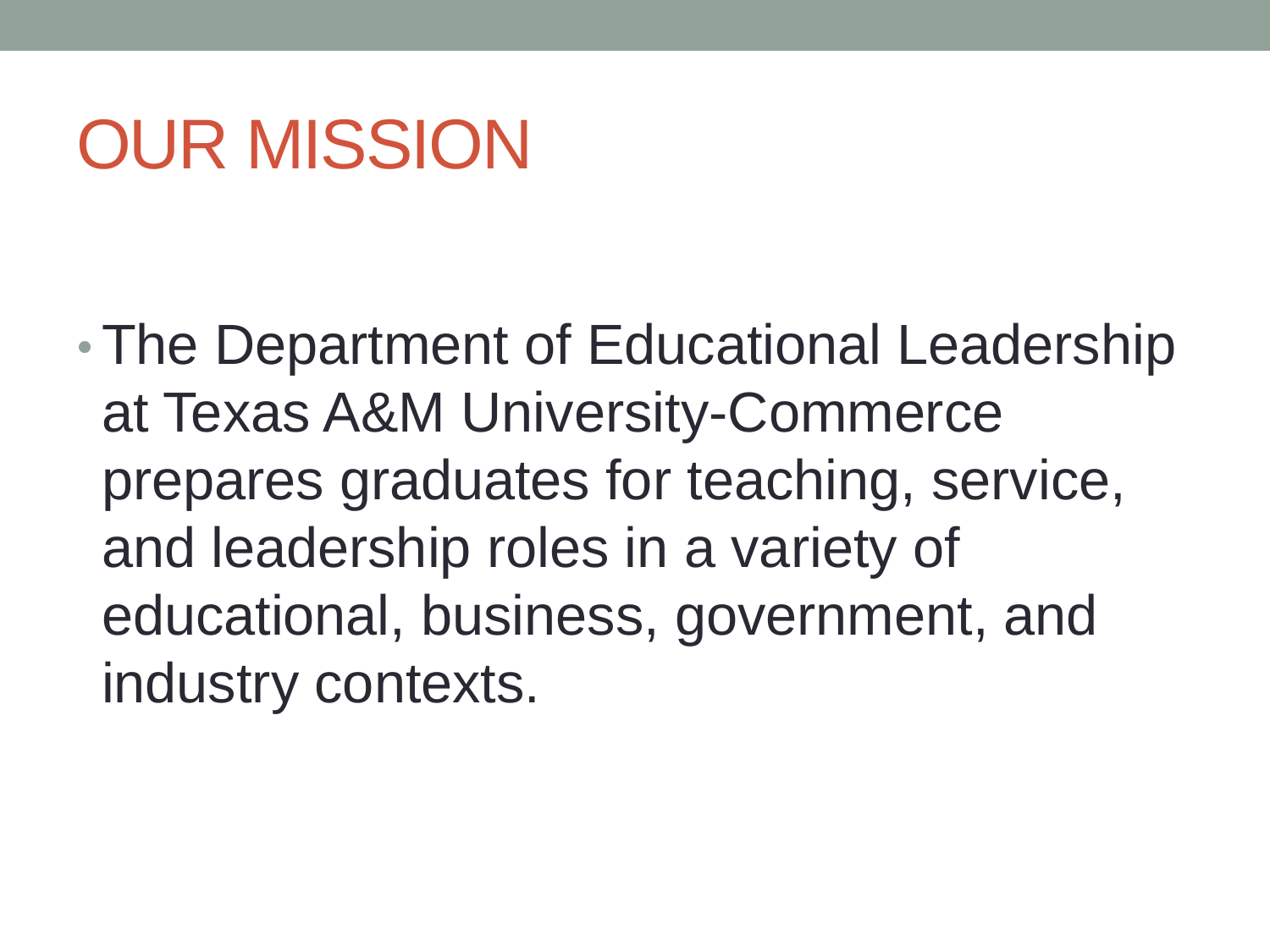# OUR MISSION

- The Department of Educational Leadership at Texas A&M University-Commerce prepares graduates for teaching, service, and leadership roles in a variety of educational, business, government, and industry contexts.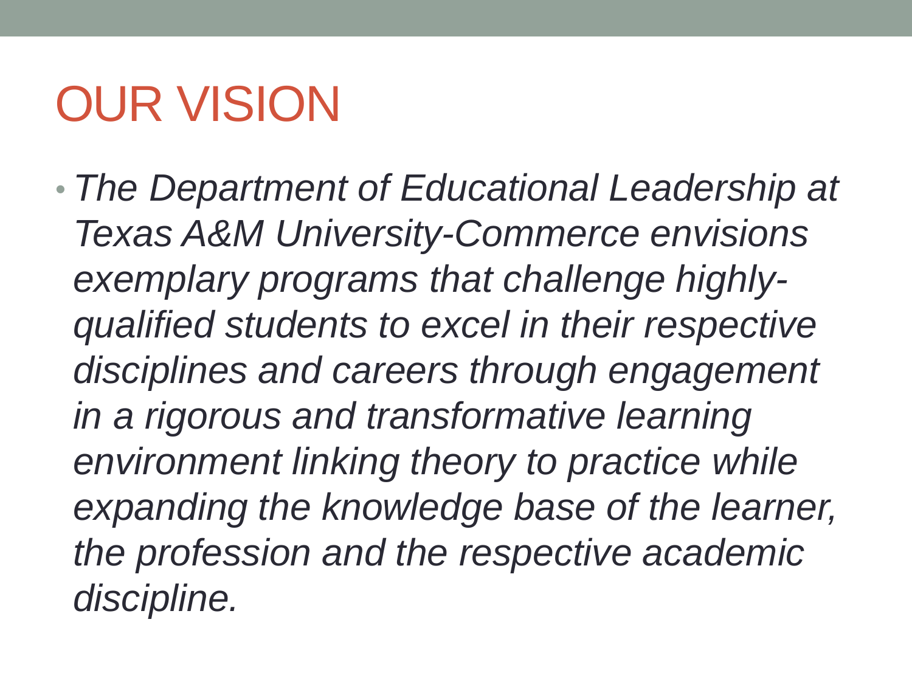# OUR VISION

- *The Department of Educational Leadership at Texas A&M University-Commerce envisions exemplary programs that challenge highly-qualified students to excel in their respective disciplines and careers through engagement in a rigorous and transformative learning environment linking theory to practice while expanding the knowledge base of the learner, the profession and the respective academic discipline.*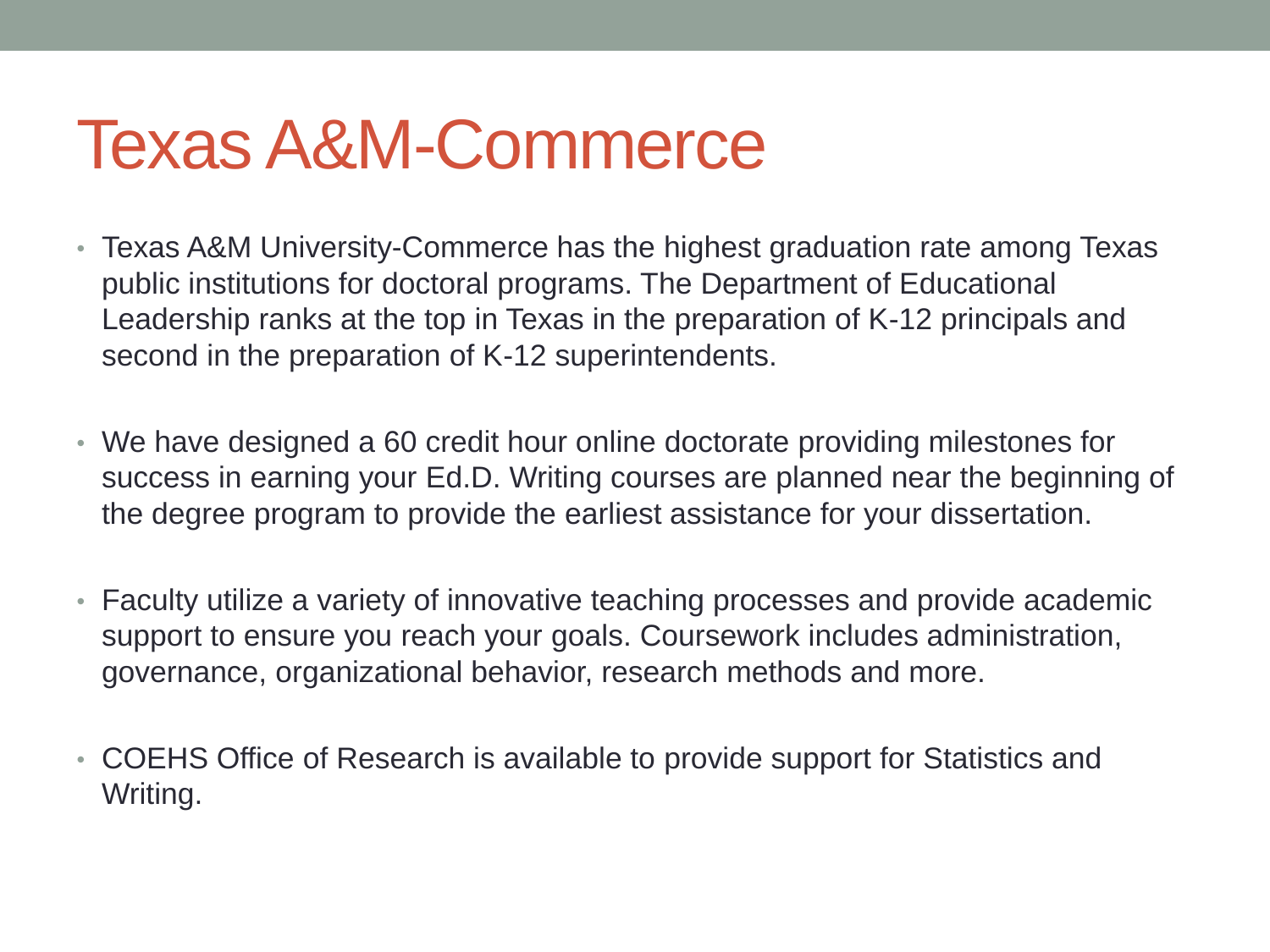# Texas A&M-Commerce

- Texas A&M University-Commerce has the highest graduation rate among Texas public institutions for doctoral programs. The Department of Educational Leadership ranks at the top in Texas in the preparation of K-12 principals and second in the preparation of K-12 superintendents.
- We have designed a 60 credit hour online doctorate providing milestones for success in earning your Ed.D. Writing courses are planned near the beginning of the degree program to provide the earliest assistance for your dissertation.
- Faculty utilize a variety of innovative teaching processes and provide academic support to ensure you reach your goals. Coursework includes administration, governance, organizational behavior, research methods and more.
- COEHS Office of Research is available to provide support for Statistics and Writing.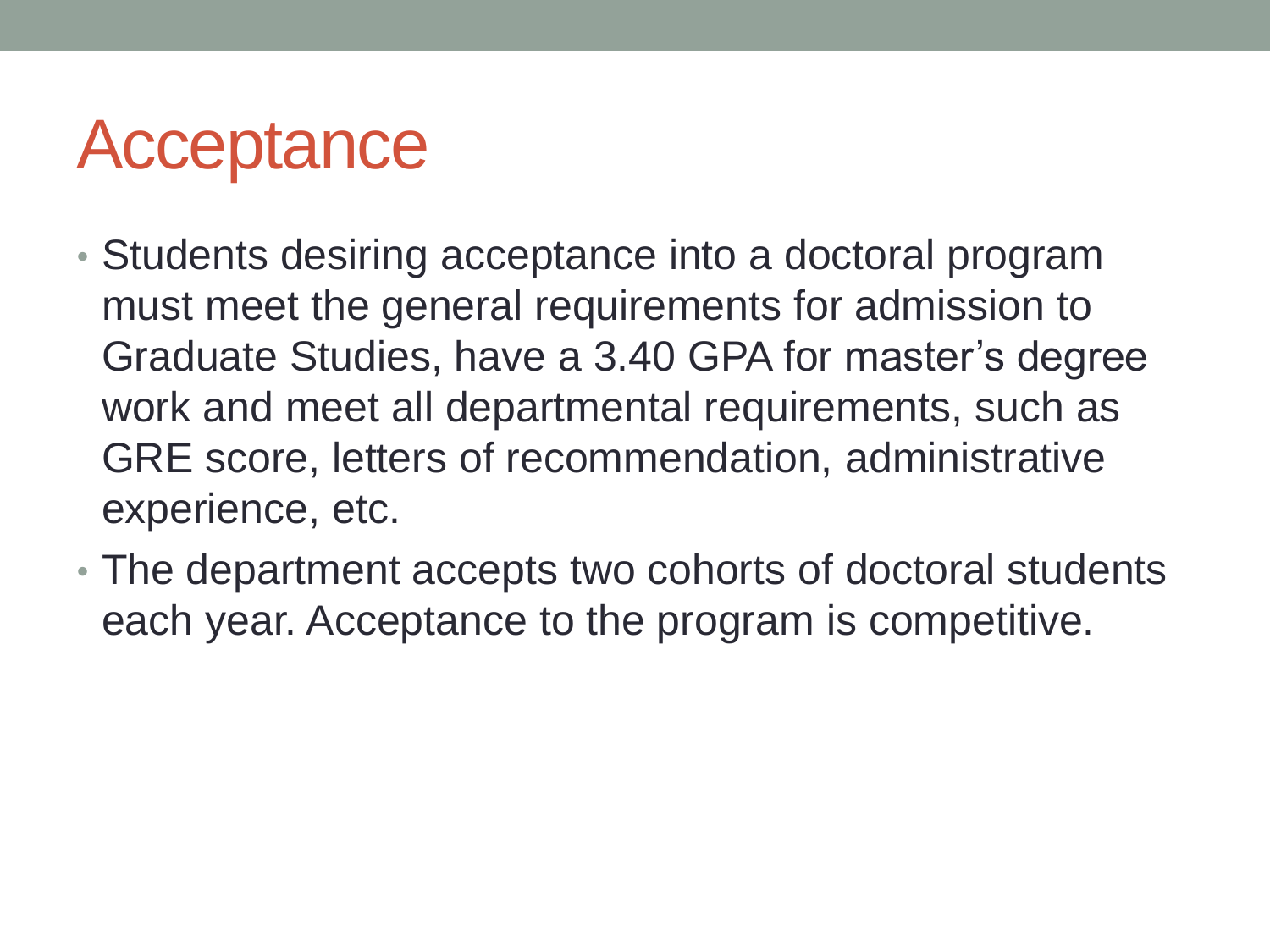# Acceptance

- Students desiring acceptance into a doctoral program must meet the general requirements for admission to Graduate Studies, have a 3.40 GPA for master's degree work and meet all departmental requirements, such as GRE score, letters of recommendation, administrative experience, etc.
- The department accepts two cohorts of doctoral students each year. Acceptance to the program is competitive.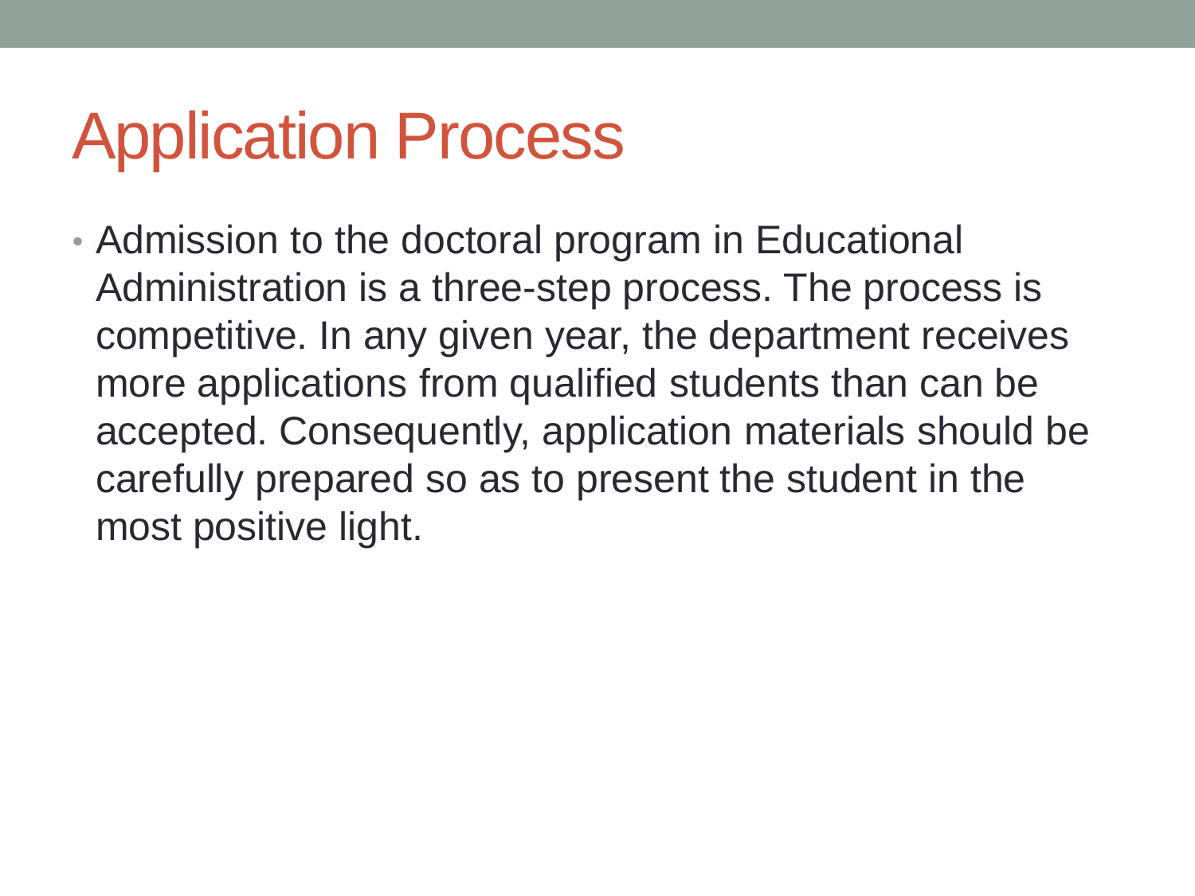# Application Process

- Admission to the doctoral program in Educational Administration is a three-step process. The process is competitive. In any given year, the department receives more applications from qualified students than can be accepted. Consequently, application materials should be carefully prepared so as to present the student in the most positive light.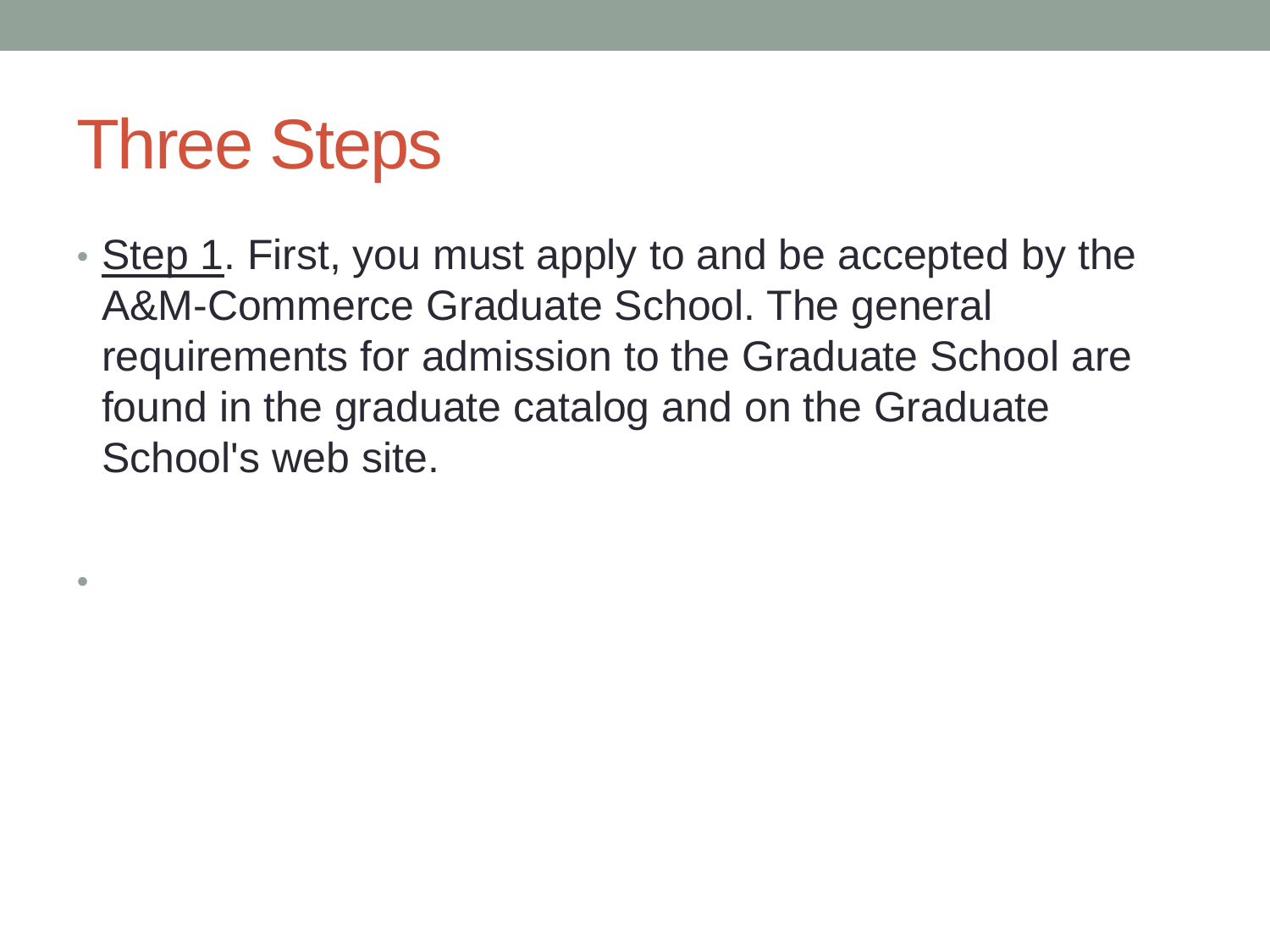# Three Steps

- Step 1. First, you must apply to and be accepted by the A&M-Commerce Graduate School. The general requirements for admission to the Graduate School are found in the graduate catalog and on the Graduate School's web site.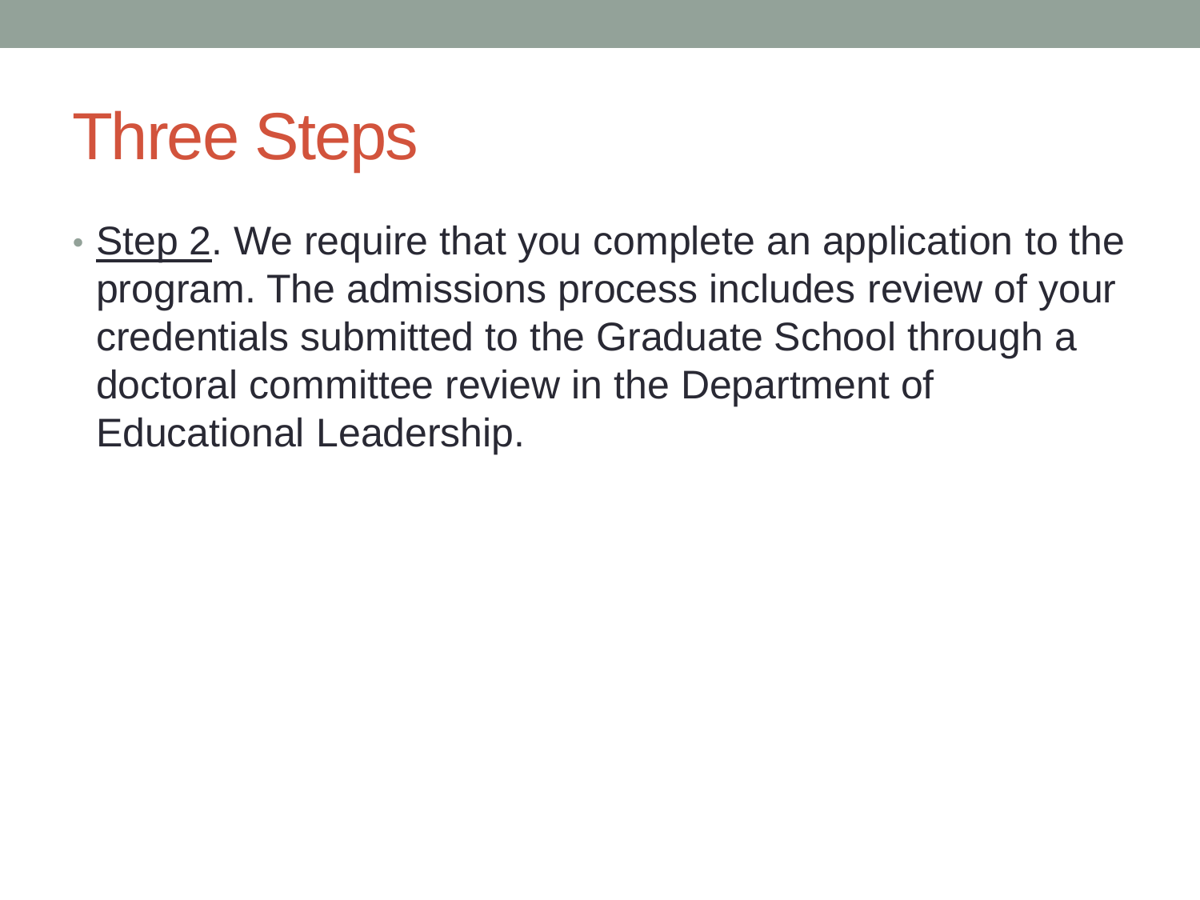# Three Steps

- <u>Step 2</u>. We require that you complete an application to the program. The admissions process includes review of your credentials submitted to the Graduate School through a doctoral committee review in the Department of Educational Leadership.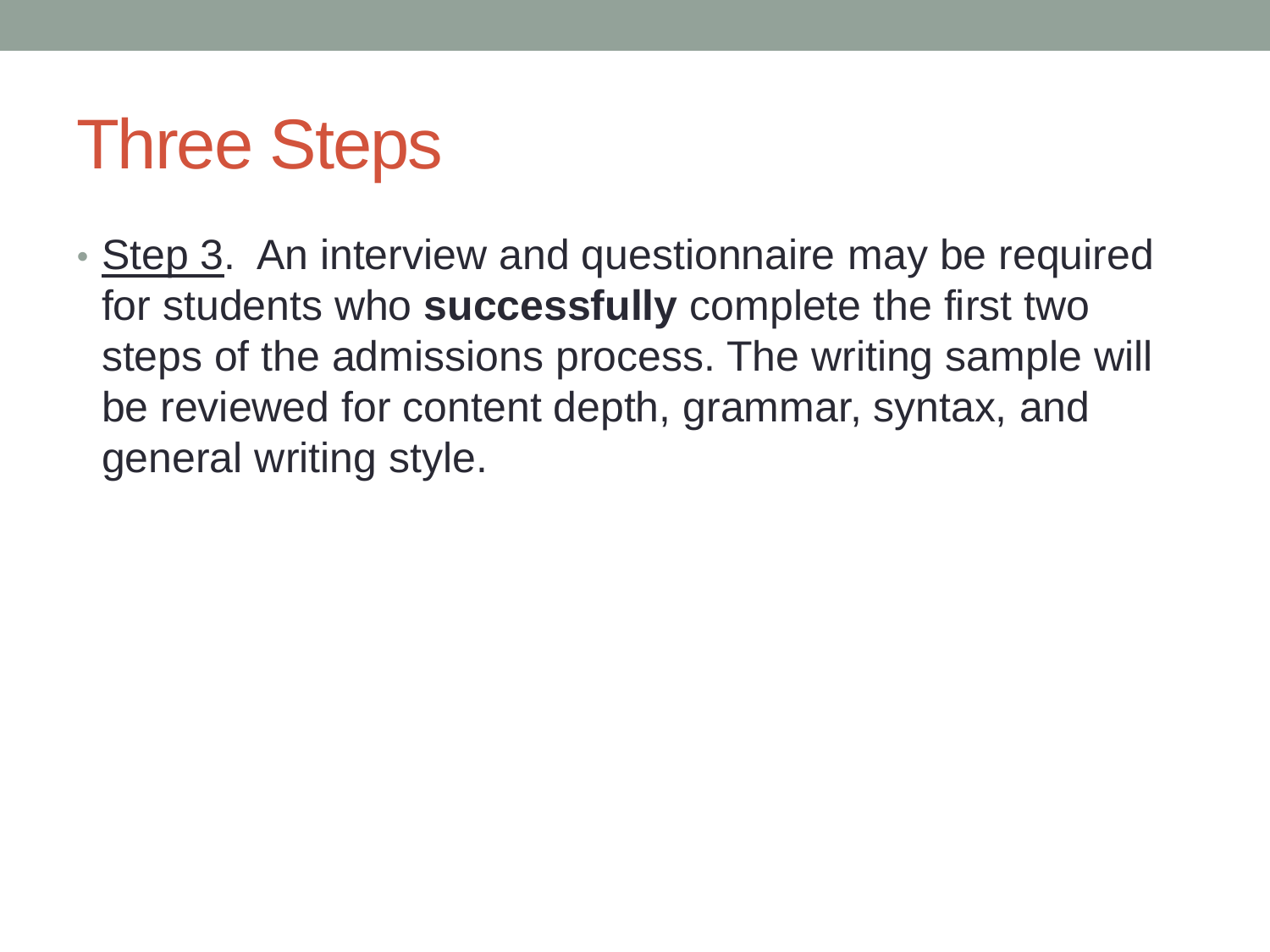# Three Steps

- <u>Step 3</u>. An interview and questionnaire may be required for students who **successfully** complete the first two steps of the admissions process. The writing sample will be reviewed for content depth, grammar, syntax, and general writing style.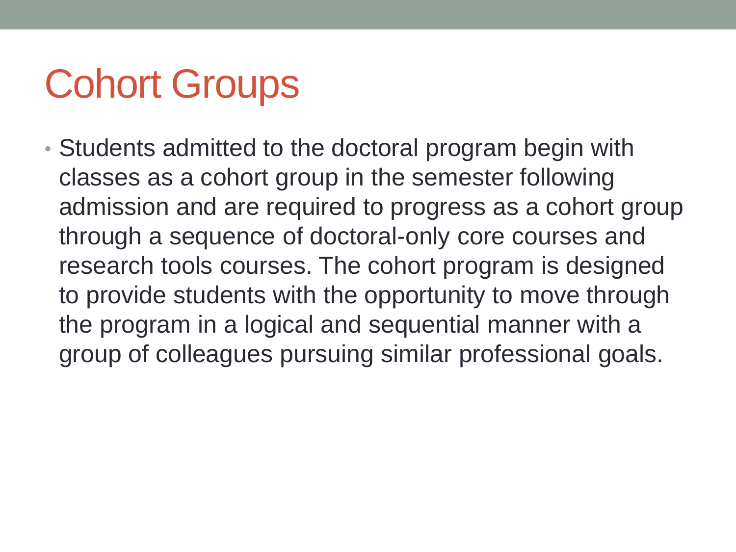# Cohort Groups

- Students admitted to the doctoral program begin with classes as a cohort group in the semester following admission and are required to progress as a cohort group through a sequence of doctoral-only core courses and research tools courses. The cohort program is designed to provide students with the opportunity to move through the program in a logical and sequential manner with a group of colleagues pursuing similar professional goals.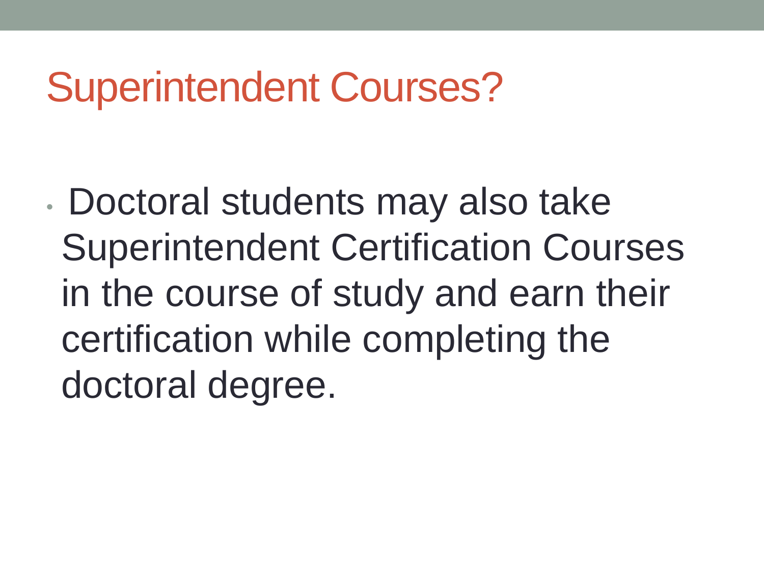# Superintendent Courses?

- Doctoral students may also take Superintendent Certification Courses in the course of study and earn their certification while completing the doctoral degree.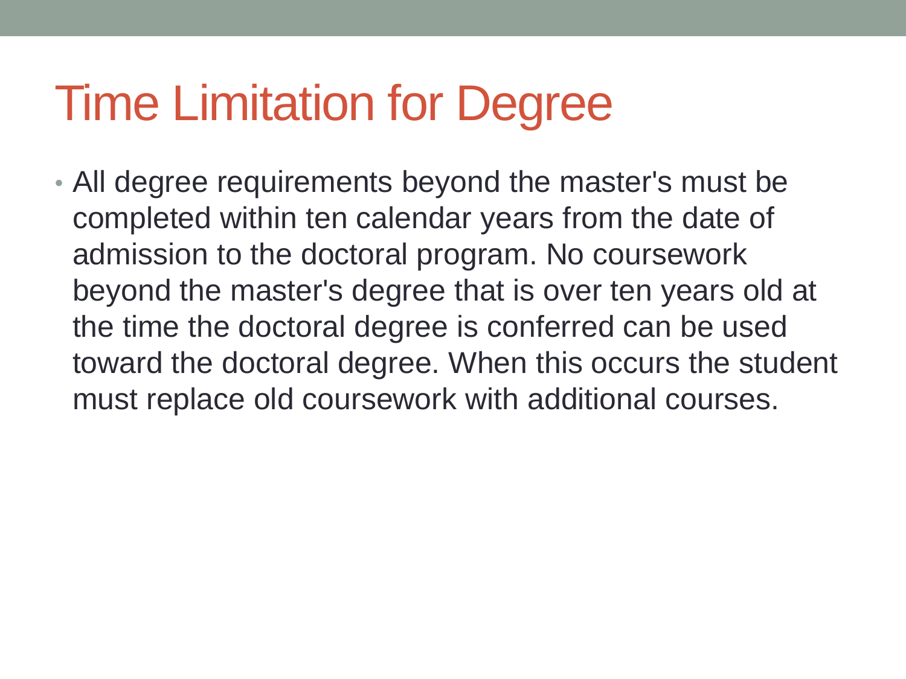# Time Limitation for Degree

- All degree requirements beyond the master's must be completed within ten calendar years from the date of admission to the doctoral program. No coursework beyond the master's degree that is over ten years old at the time the doctoral degree is conferred can be used toward the doctoral degree. When this occurs the student must replace old coursework with additional courses.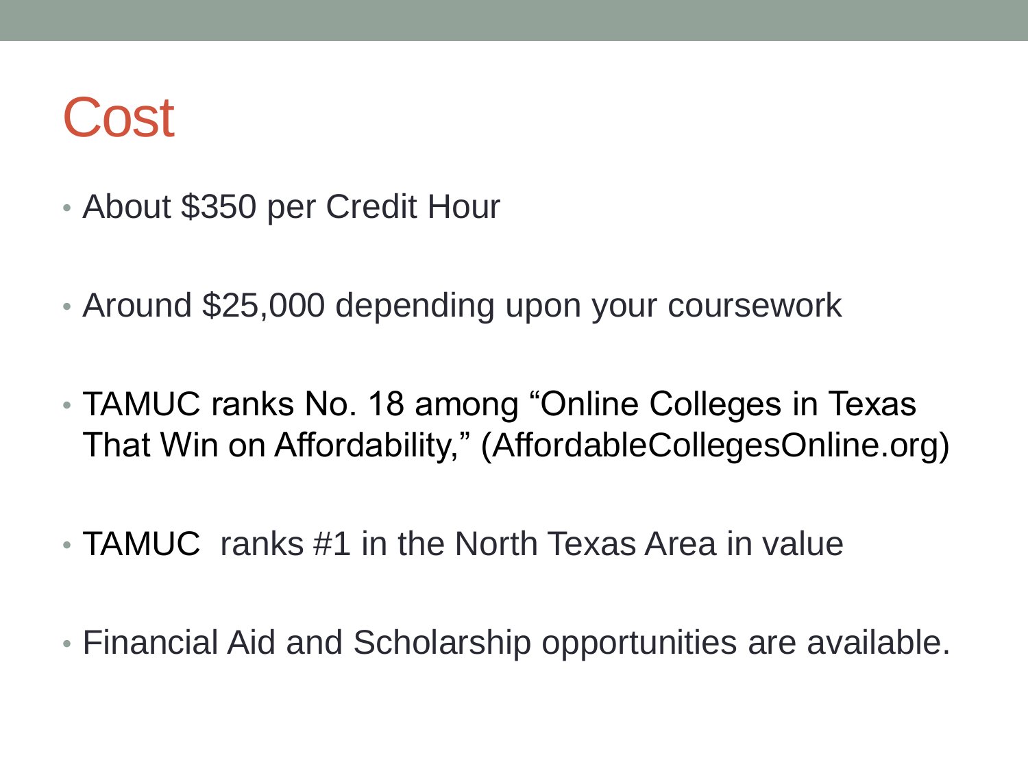# Cost

- About $350 per Credit Hour
- Around $25,000 depending upon your coursework
- TAMUC ranks No. 18 among “Online Colleges in Texas That Win on Affordability,” (AffordableCollegesOnline.org)
- TAMUC ranks #1 in the North Texas Area in value
- Financial Aid and Scholarship opportunities are available.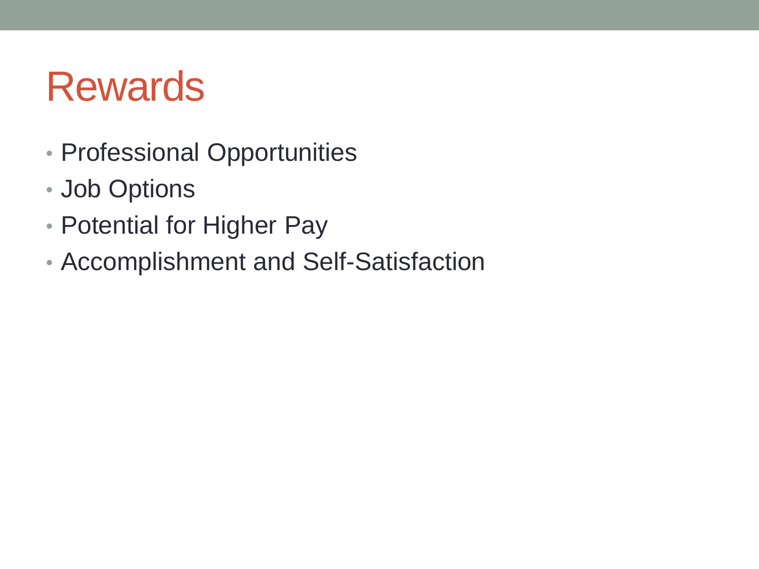# Rewards

- Professional Opportunities
- Job Options
- Potential for Higher Pay
- Accomplishment and Self-Satisfaction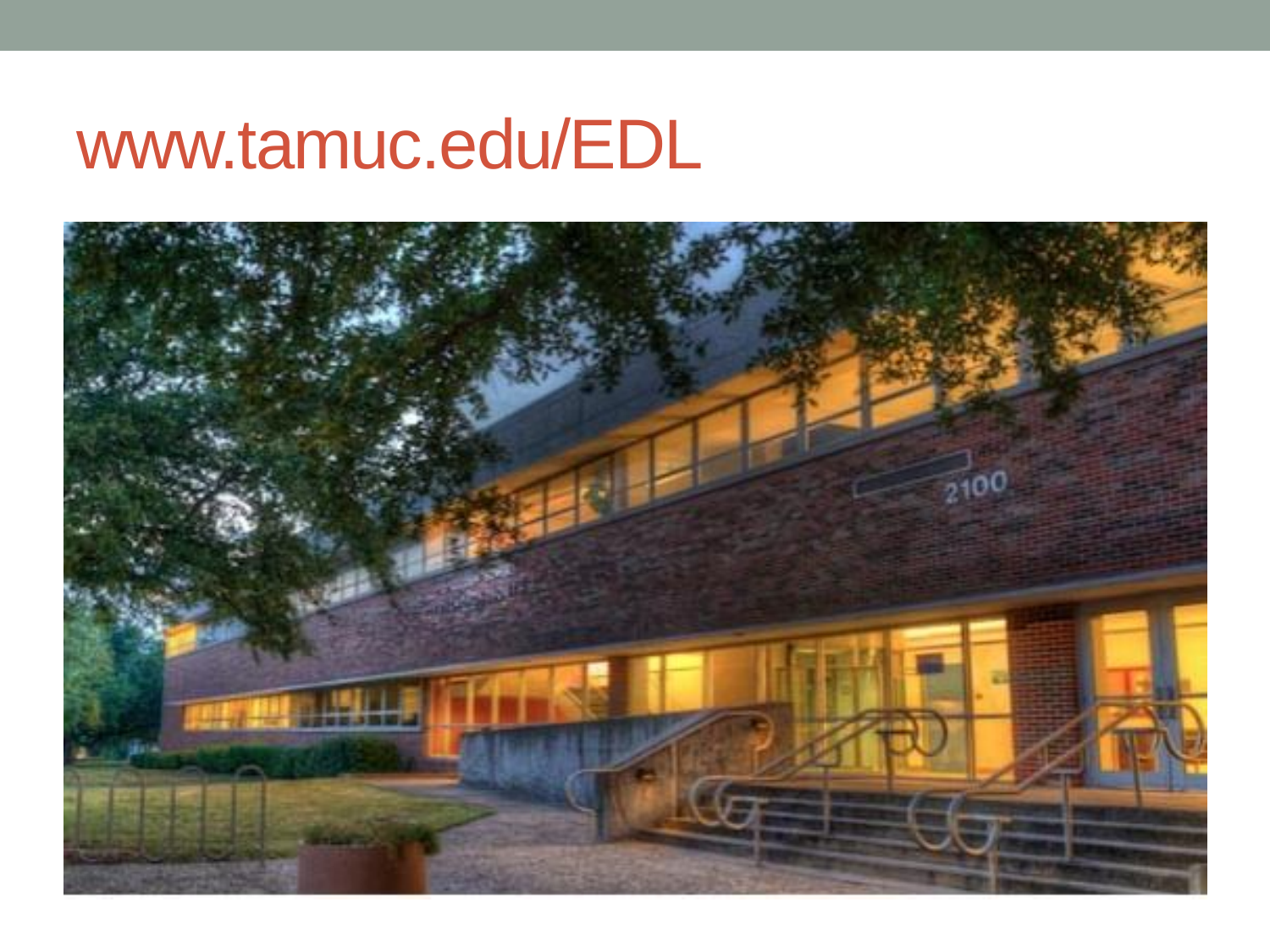# www.tamuc.edu/EDL